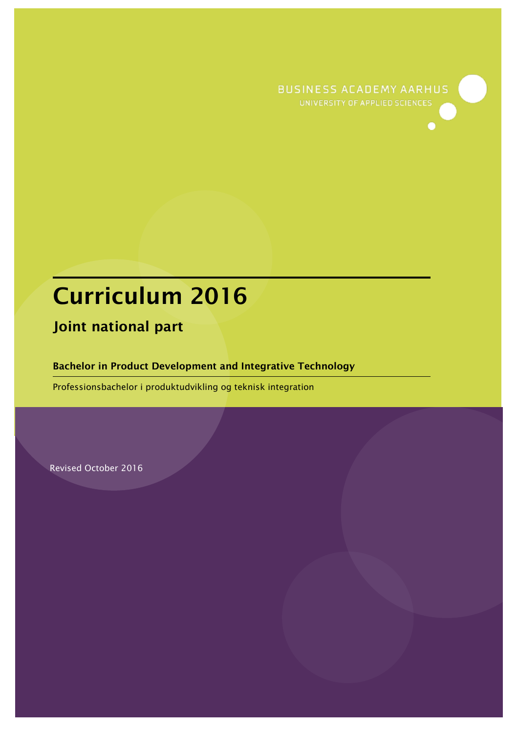BUSINESS ACADEMY AARHUS

UNIVERSITY OF APPLIED SCIENCES

# Curriculum 2016

## Joint national part

**Bachelor in Product Development and Integrative Technology**

Professionsbachelor i produktudvikling og teknisk integration

Revised October 2016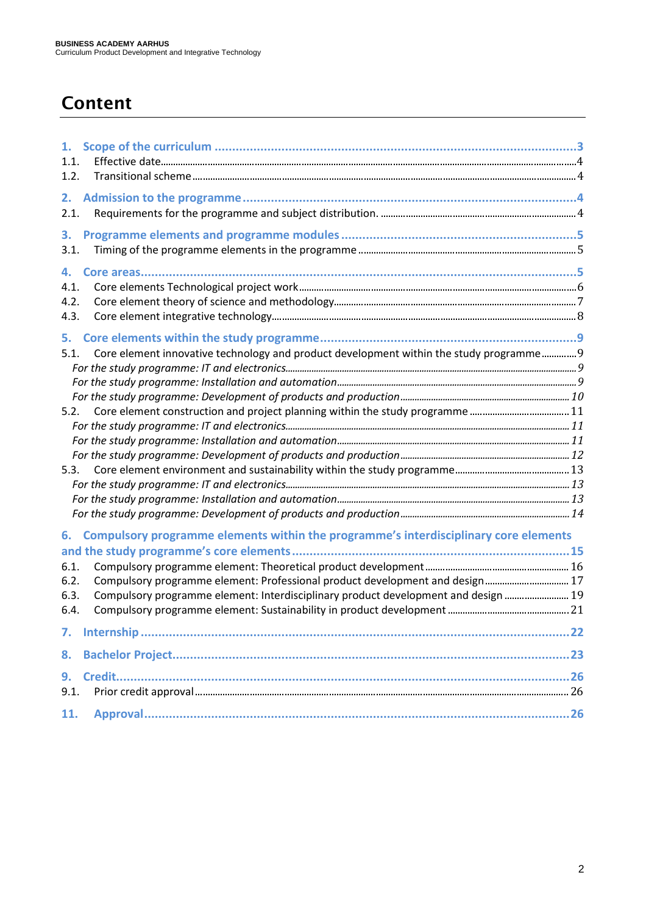# Content

1. Scope of the curriculum ....................................................................................................3
   - 1.1. Effective date....................................................................................................4
   - 1.2. Transitional scheme ...........................................................................................4
2. Admission to the programme ...............................................................................................4
   - 2.1. Requirements for the programme and subject distribution. ..................................................4
3. Programme elements and programme modules .........................................................................5
   - 3.1. Timing of the programme elements in the programme ..........................................................5
4. Core areas..........................................................................................................................5
   - 4.1. Core elements Technological project work.......................................................................6
   - 4.2. Core element theory of science and methodology...............................................................7
   - 4.3. Core element integrative technology.................................................................................8
5. Core elements within the study programme............................................................................9
   - 5.1. Core element innovative technology and product development within the study programme .............9
     - *For the study programme: IT and electronics....................................................................9*
     - *For the study programme: Installation and automation.......................................................9*
     - *For the study programme: Development of products and production.....................................10*
   - 5.2. Core element construction and project planning within the study programme .......................11
     - *For the study programme: IT and electronics....................................................................11*
     - *For the study programme: Installation and automation.......................................................11*
     - *For the study programme: Development of products and production.....................................12*
   - 5.3. Core element environment and sustainability within the study programme...........................13
     - *For the study programme: IT and electronics....................................................................13*
     - *For the study programme: Installation and automation.......................................................13*
     - *For the study programme: Development of products and production.....................................14*
6. Compulsory programme elements within the programme's interdisciplinary core elements and the study programme's core elements.................................................................................15
   - 6.1. Compulsory programme element: Theoretical product development .....................................16
   - 6.2. Compulsory programme element: Professional product development and design ......................17
   - 6.3. Compulsory programme element: Interdisciplinary product development and design ..................19
   - 6.4. Compulsory programme element: Sustainability in product development ................................21
7. Internship ........................................................................................................................22
8. Bachelor Project................................................................................................................23
9. Credit...............................................................................................................................26
   - 9.1. Prior credit approval.......................................................................................................26

11. Approval..........................................................................................................................26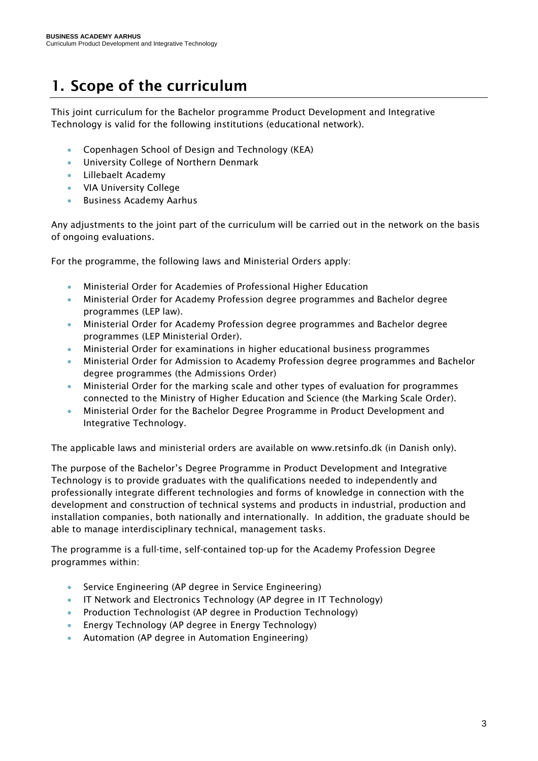# 1. Scope of the curriculum

This joint curriculum for the Bachelor programme Product Development and Integrative Technology is valid for the following institutions (educational network).

- Copenhagen School of Design and Technology (KEA)
- University College of Northern Denmark
- Lillebaelt Academy
- VIA University College
- Business Academy Aarhus

Any adjustments to the joint part of the curriculum will be carried out in the network on the basis of ongoing evaluations.

For the programme, the following laws and Ministerial Orders apply:

- Ministerial Order for Academies of Professional Higher Education
- Ministerial Order for Academy Profession degree programmes and Bachelor degree programmes (LEP law).
- Ministerial Order for Academy Profession degree programmes and Bachelor degree programmes (LEP Ministerial Order).
- Ministerial Order for examinations in higher educational business programmes
- Ministerial Order for Admission to Academy Profession degree programmes and Bachelor degree programmes (the Admissions Order)
- Ministerial Order for the marking scale and other types of evaluation for programmes connected to the Ministry of Higher Education and Science (the Marking Scale Order).
- Ministerial Order for the Bachelor Degree Programme in Product Development and Integrative Technology.

The applicable laws and ministerial orders are available on www.retsinfo.dk (in Danish only).

The purpose of the Bachelor's Degree Programme in Product Development and Integrative Technology is to provide graduates with the qualifications needed to independently and professionally integrate different technologies and forms of knowledge in connection with the development and construction of technical systems and products in industrial, production and installation companies, both nationally and internationally. In addition, the graduate should be able to manage interdisciplinary technical, management tasks.

The programme is a full-time, self-contained top-up for the Academy Profession Degree programmes within:

- Service Engineering (AP degree in Service Engineering)
- IT Network and Electronics Technology (AP degree in IT Technology)
- Production Technologist (AP degree in Production Technology)
- Energy Technology (AP degree in Energy Technology)
- Automation (AP degree in Automation Engineering)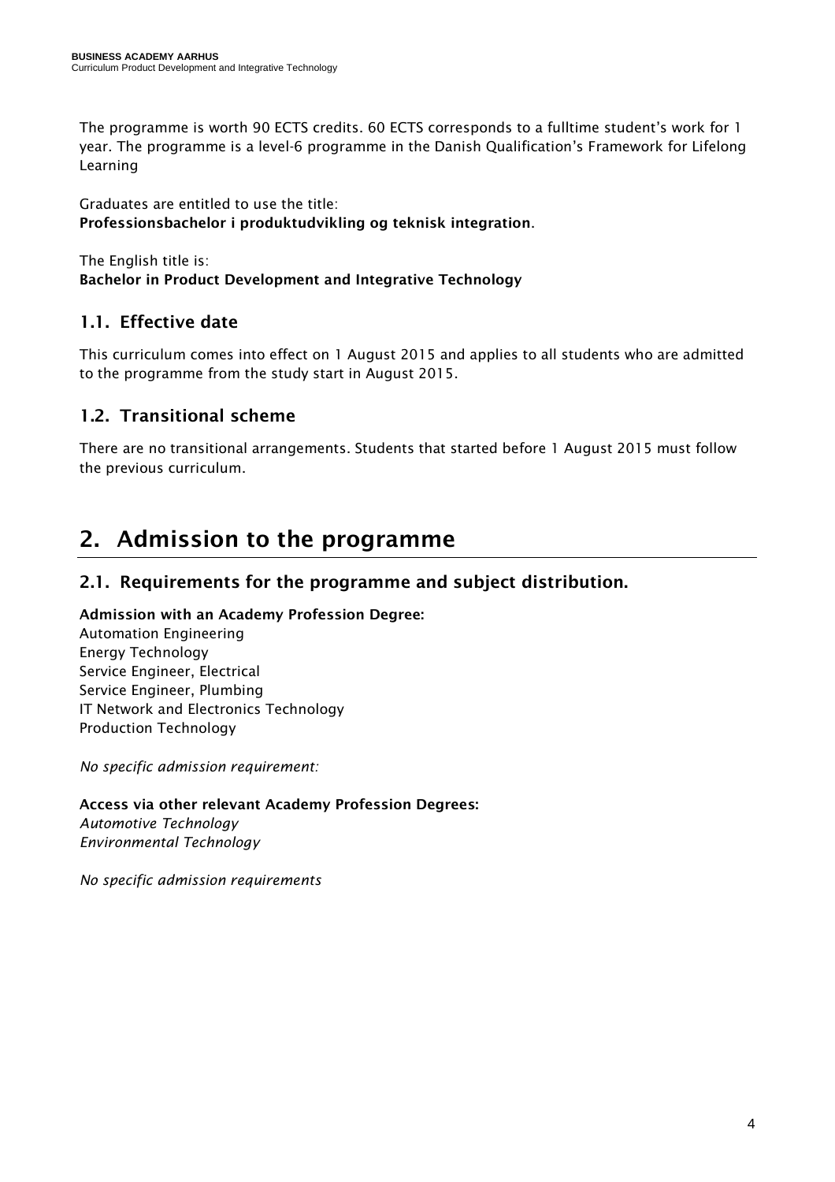The programme is worth 90 ECTS credits. 60 ECTS corresponds to a fulltime student's work for 1 year. The programme is a level-6 programme in the Danish Qualification's Framework for Lifelong Learning

Graduates are entitled to use the title:
**Professionsbachelor i produktudvikling og teknisk integration**.

The English title is:
**Bachelor in Product Development and Integrative Technology**

## 1.1. Effective date

This curriculum comes into effect on 1 August 2015 and applies to all students who are admitted to the programme from the study start in August 2015.

## 1.2. Transitional scheme

There are no transitional arrangements. Students that started before 1 August 2015 must follow the previous curriculum.

# 2. Admission to the programme

## 2.1. Requirements for the programme and subject distribution.

**Admission with an Academy Profession Degree:**
Automation Engineering
Energy Technology
Service Engineer, Electrical
Service Engineer, Plumbing
IT Network and Electronics Technology
Production Technology

*No specific admission requirement:*

**Access via other relevant Academy Profession Degrees:**
*Automotive Technology*
*Environmental Technology*

*No specific admission requirements*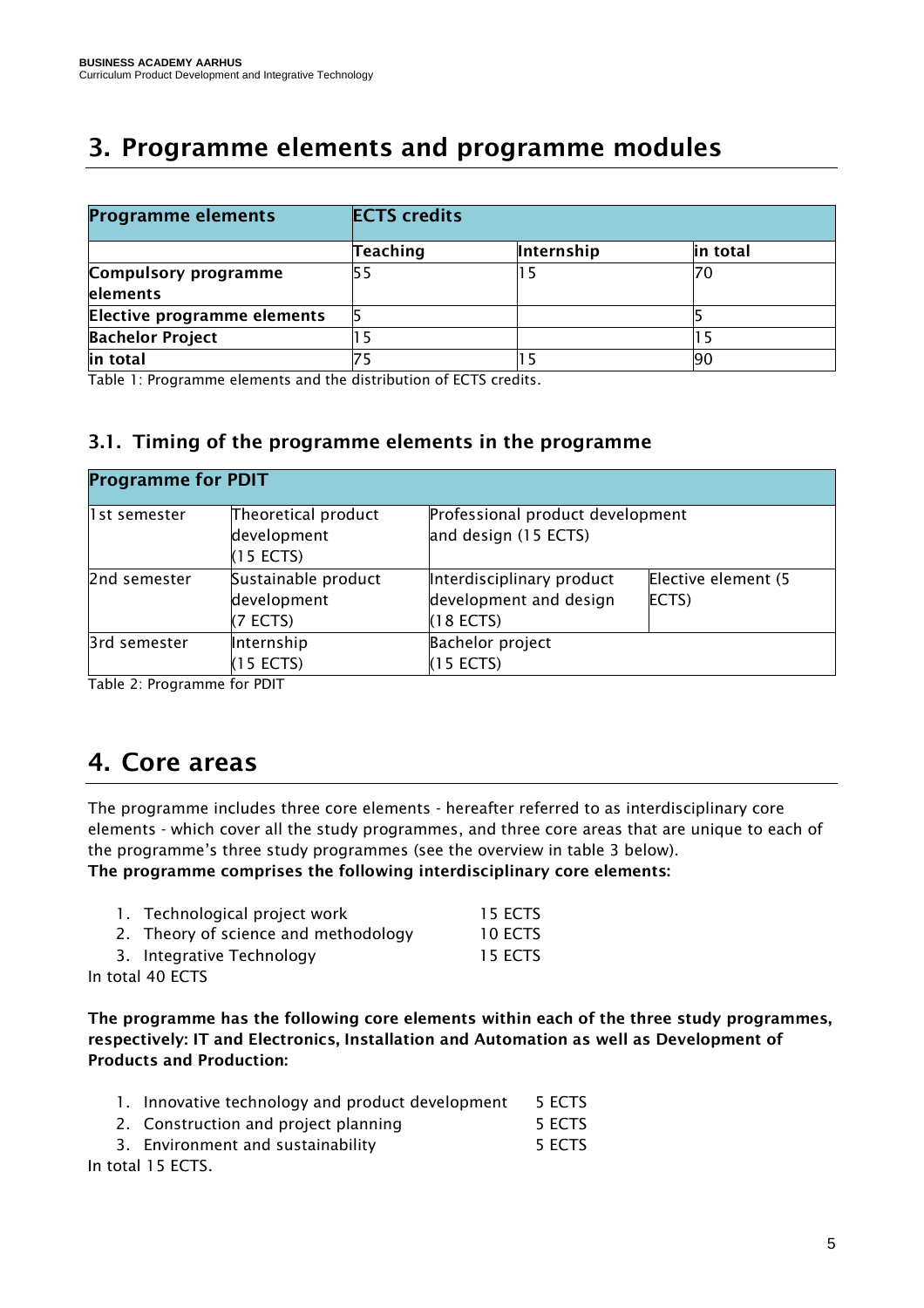# 3. Programme elements and programme modules

| Programme elements | ECTS credits | | |
|---|---|---|---|
| | **Teaching** | **Internship** | **in total** |
| **Compulsory programme elements** | 55 | 15 | 70 |
| **Elective programme elements** | 5 | | 5 |
| **Bachelor Project** | 15 | | 15 |
| **in total** | 75 | 15 | 90 |

Table 1: Programme elements and the distribution of ECTS credits.

## 3.1. Timing of the programme elements in the programme

| Programme for PDIT | | | |
|---|---|---|---|
| 1st semester | Theoretical product development (15 ECTS) | Professional product development and design (15 ECTS) | |
| 2nd semester | Sustainable product development (7 ECTS) | Interdisciplinary product development and design (18 ECTS) | Elective element (5 ECTS) |
| 3rd semester | Internship (15 ECTS) | Bachelor project (15 ECTS) | |

Table 2: Programme for PDIT

# 4. Core areas

The programme includes three core elements - hereafter referred to as interdisciplinary core elements - which cover all the study programmes, and three core areas that are unique to each of the programme's three study programmes (see the overview in table 3 below).

**The programme comprises the following interdisciplinary core elements:**

1. Technological project work 15 ECTS
2. Theory of science and methodology 10 ECTS
3. Integrative Technology 15 ECTS

In total 40 ECTS

**The programme has the following core elements within each of the three study programmes, respectively: IT and Electronics, Installation and Automation as well as Development of Products and Production:**

1. Innovative technology and product development 5 ECTS
2. Construction and project planning 5 ECTS
3. Environment and sustainability 5 ECTS

In total 15 ECTS.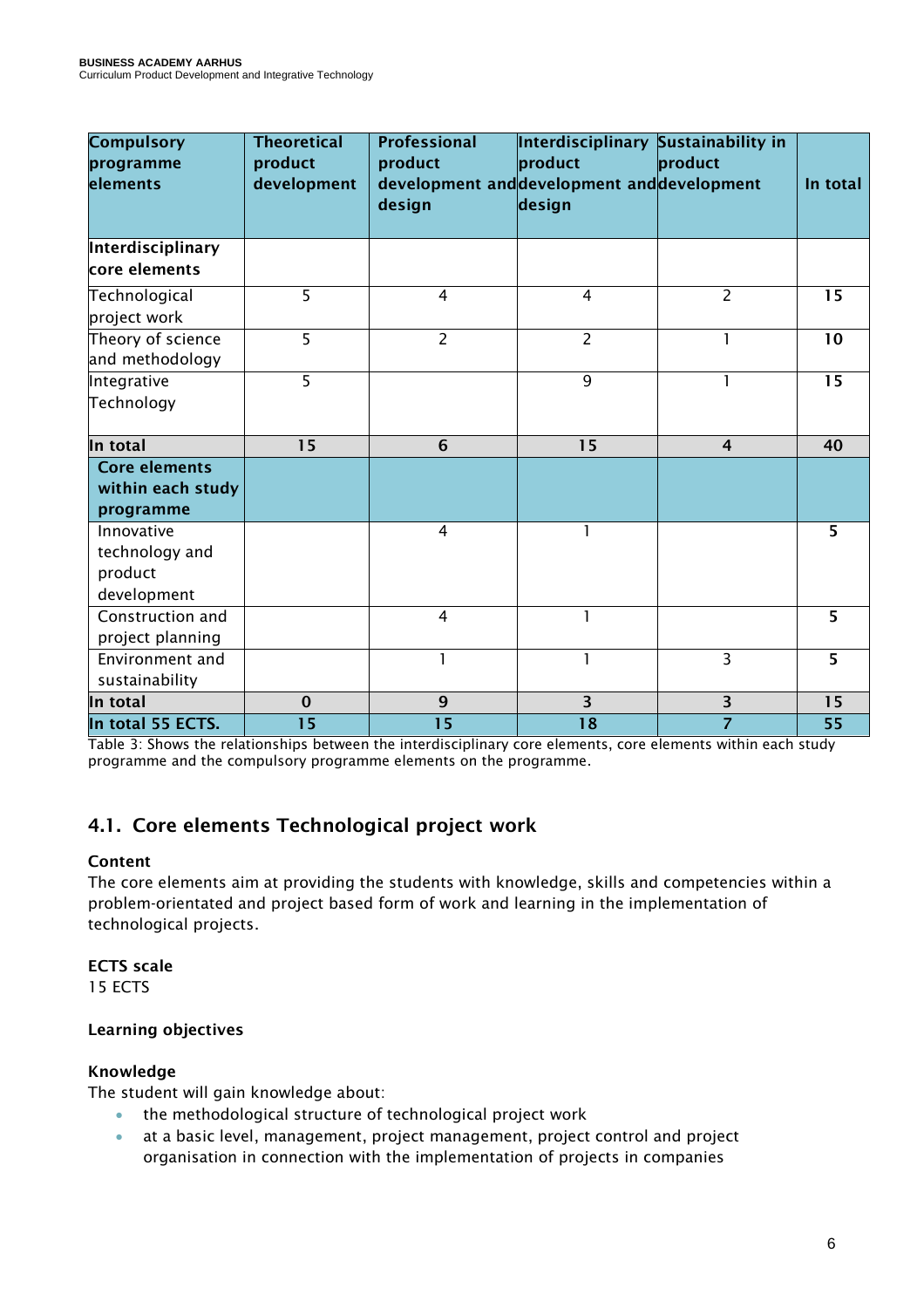| Compulsory programme elements | Theoretical product development | Professional product development and design | Interdisciplinary product development and design | Sustainability in product development | In total |
|---|---|---|---|---|---|
| **Interdisciplinary core elements** | | | | | |
| Technological project work | 5 | 4 | 4 | 2 | **15** |
| Theory of science and methodology | 5 | 2 | 2 | 1 | **10** |
| Integrative Technology | 5 | | 9 | 1 | **15** |
| **In total** | **15** | **6** | **15** | **4** | **40** |
| **Core elements within each study programme** | | | | | |
| Innovative technology and product development | | 4 | 1 | | **5** |
| Construction and project planning | | 4 | 1 | | **5** |
| Environment and sustainability | | 1 | 1 | 3 | **5** |
| **In total** | **0** | **9** | **3** | **3** | **15** |
| **In total 55 ECTS.** | **15** | **15** | **18** | **7** | **55** |

Table 3: Shows the relationships between the interdisciplinary core elements, core elements within each study programme and the compulsory programme elements on the programme.

## 4.1. Core elements Technological project work

**Content**

The core elements aim at providing the students with knowledge, skills and competencies within a problem-orientated and project based form of work and learning in the implementation of technological projects.

**ECTS scale**

15 ECTS

**Learning objectives**

**Knowledge**

The student will gain knowledge about:

- the methodological structure of technological project work
- at a basic level, management, project management, project control and project organisation in connection with the implementation of projects in companies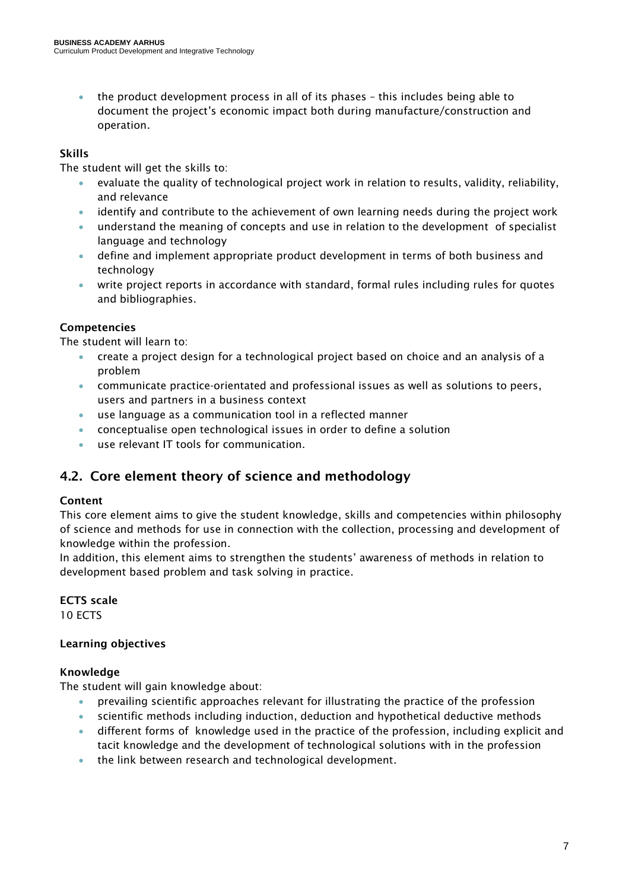- the product development process in all of its phases – this includes being able to document the project's economic impact both during manufacture/construction and operation.

**Skills**

The student will get the skills to:

- evaluate the quality of technological project work in relation to results, validity, reliability, and relevance
- identify and contribute to the achievement of own learning needs during the project work
- understand the meaning of concepts and use in relation to the development of specialist language and technology
- define and implement appropriate product development in terms of both business and technology
- write project reports in accordance with standard, formal rules including rules for quotes and bibliographies.

**Competencies**

The student will learn to:

- create a project design for a technological project based on choice and an analysis of a problem
- communicate practice-orientated and professional issues as well as solutions to peers, users and partners in a business context
- use language as a communication tool in a reflected manner
- conceptualise open technological issues in order to define a solution
- use relevant IT tools for communication.

## 4.2. Core element theory of science and methodology

**Content**

This core element aims to give the student knowledge, skills and competencies within philosophy of science and methods for use in connection with the collection, processing and development of knowledge within the profession.

In addition, this element aims to strengthen the students' awareness of methods in relation to development based problem and task solving in practice.

**ECTS scale**

10 ECTS

**Learning objectives**

**Knowledge**

The student will gain knowledge about:

- prevailing scientific approaches relevant for illustrating the practice of the profession
- scientific methods including induction, deduction and hypothetical deductive methods
- different forms of knowledge used in the practice of the profession, including explicit and tacit knowledge and the development of technological solutions with in the profession
- the link between research and technological development.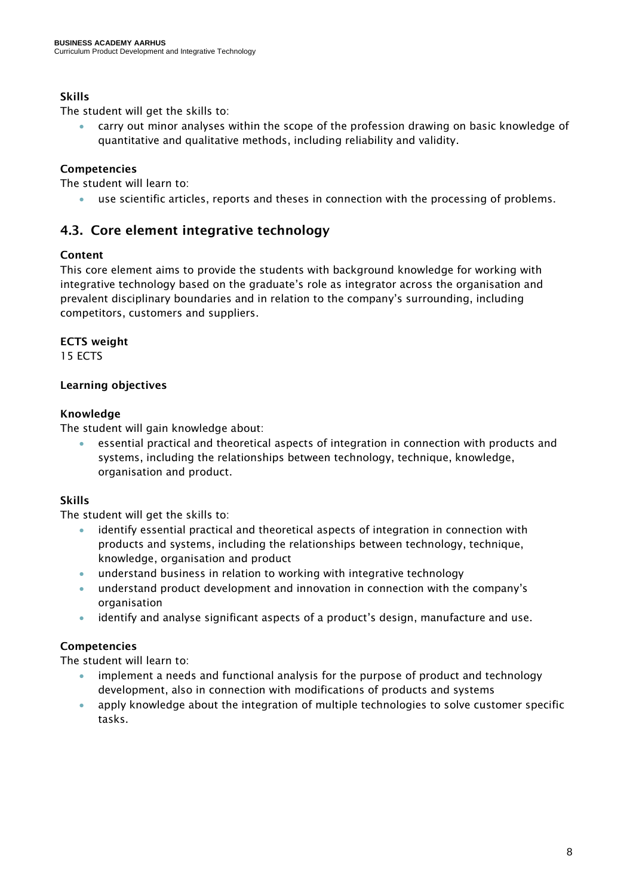**Skills**

The student will get the skills to:

- carry out minor analyses within the scope of the profession drawing on basic knowledge of quantitative and qualitative methods, including reliability and validity.

**Competencies**

The student will learn to:

- use scientific articles, reports and theses in connection with the processing of problems.

## 4.3. Core element integrative technology

**Content**

This core element aims to provide the students with background knowledge for working with integrative technology based on the graduate's role as integrator across the organisation and prevalent disciplinary boundaries and in relation to the company's surrounding, including competitors, customers and suppliers.

**ECTS weight**

15 ECTS

**Learning objectives**

**Knowledge**

The student will gain knowledge about:

- essential practical and theoretical aspects of integration in connection with products and systems, including the relationships between technology, technique, knowledge, organisation and product.

**Skills**

The student will get the skills to:

- identify essential practical and theoretical aspects of integration in connection with products and systems, including the relationships between technology, technique, knowledge, organisation and product
- understand business in relation to working with integrative technology
- understand product development and innovation in connection with the company's organisation
- identify and analyse significant aspects of a product's design, manufacture and use.

**Competencies**

The student will learn to:

- implement a needs and functional analysis for the purpose of product and technology development, also in connection with modifications of products and systems
- apply knowledge about the integration of multiple technologies to solve customer specific tasks.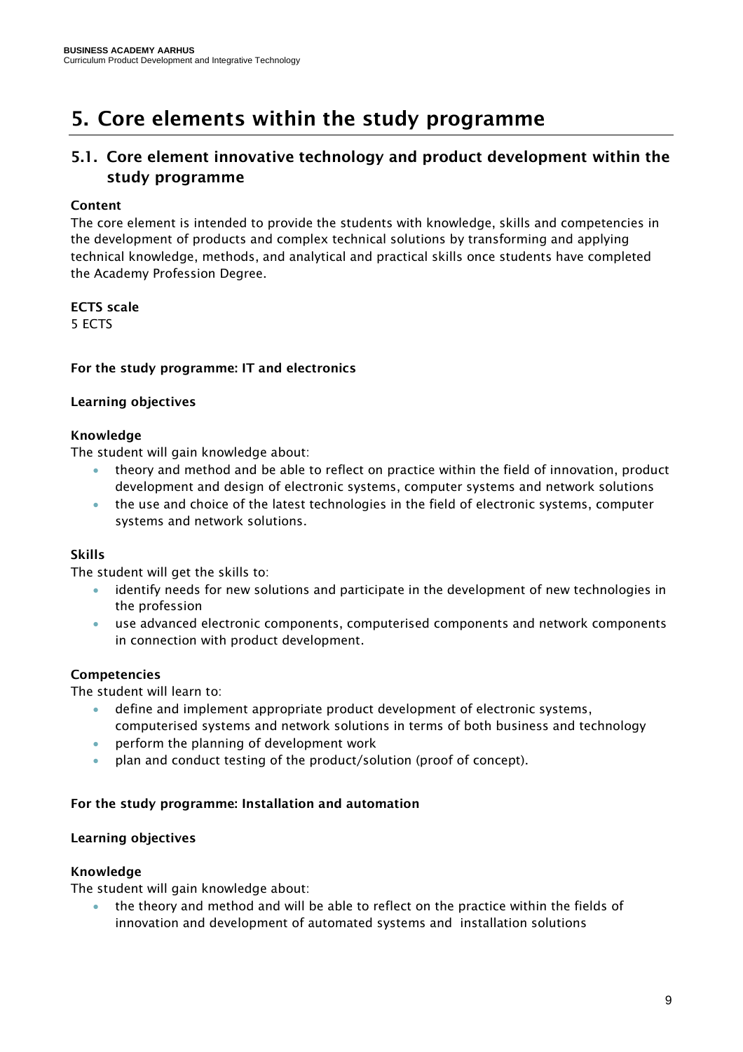# 5. Core elements within the study programme

## 5.1. Core element innovative technology and product development within the study programme

**Content**

The core element is intended to provide the students with knowledge, skills and competencies in the development of products and complex technical solutions by transforming and applying technical knowledge, methods, and analytical and practical skills once students have completed the Academy Profession Degree.

**ECTS scale**

5 ECTS

**For the study programme: IT and electronics**

**Learning objectives**

**Knowledge**

The student will gain knowledge about:

- theory and method and be able to reflect on practice within the field of innovation, product development and design of electronic systems, computer systems and network solutions
- the use and choice of the latest technologies in the field of electronic systems, computer systems and network solutions.

**Skills**

The student will get the skills to:

- identify needs for new solutions and participate in the development of new technologies in the profession
- use advanced electronic components, computerised components and network components in connection with product development.

**Competencies**

The student will learn to:

- define and implement appropriate product development of electronic systems, computerised systems and network solutions in terms of both business and technology
- perform the planning of development work
- plan and conduct testing of the product/solution (proof of concept).

**For the study programme: Installation and automation**

**Learning objectives**

**Knowledge**

The student will gain knowledge about:

- the theory and method and will be able to reflect on the practice within the fields of innovation and development of automated systems and installation solutions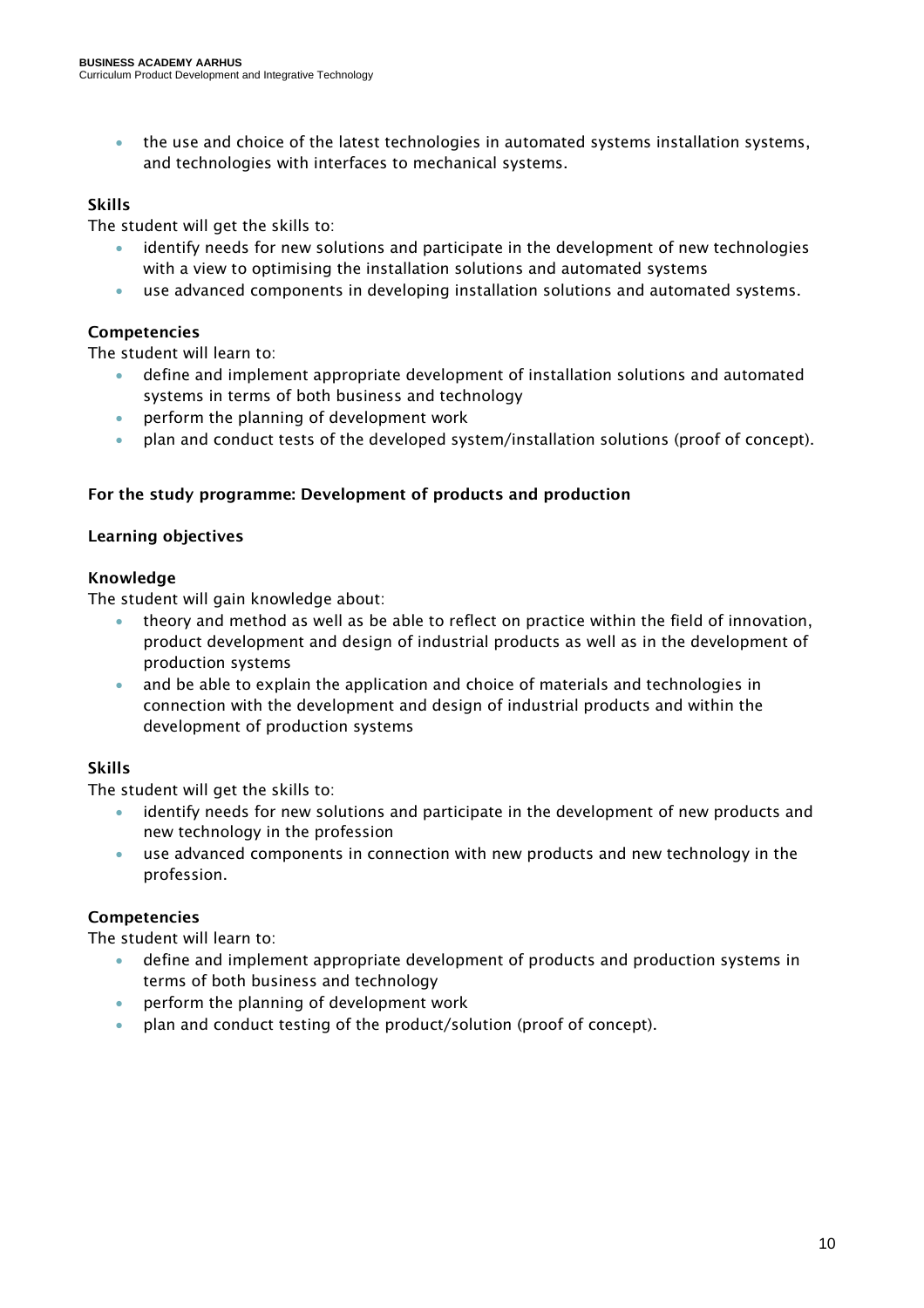- the use and choice of the latest technologies in automated systems installation systems, and technologies with interfaces to mechanical systems.

**Skills**

The student will get the skills to:

- identify needs for new solutions and participate in the development of new technologies with a view to optimising the installation solutions and automated systems
- use advanced components in developing installation solutions and automated systems.

**Competencies**

The student will learn to:

- define and implement appropriate development of installation solutions and automated systems in terms of both business and technology
- perform the planning of development work
- plan and conduct tests of the developed system/installation solutions (proof of concept).

**For the study programme: Development of products and production**

**Learning objectives**

**Knowledge**

The student will gain knowledge about:

- theory and method as well as be able to reflect on practice within the field of innovation, product development and design of industrial products as well as in the development of production systems
- and be able to explain the application and choice of materials and technologies in connection with the development and design of industrial products and within the development of production systems

**Skills**

The student will get the skills to:

- identify needs for new solutions and participate in the development of new products and new technology in the profession
- use advanced components in connection with new products and new technology in the profession.

**Competencies**

The student will learn to:

- define and implement appropriate development of products and production systems in terms of both business and technology
- perform the planning of development work
- plan and conduct testing of the product/solution (proof of concept).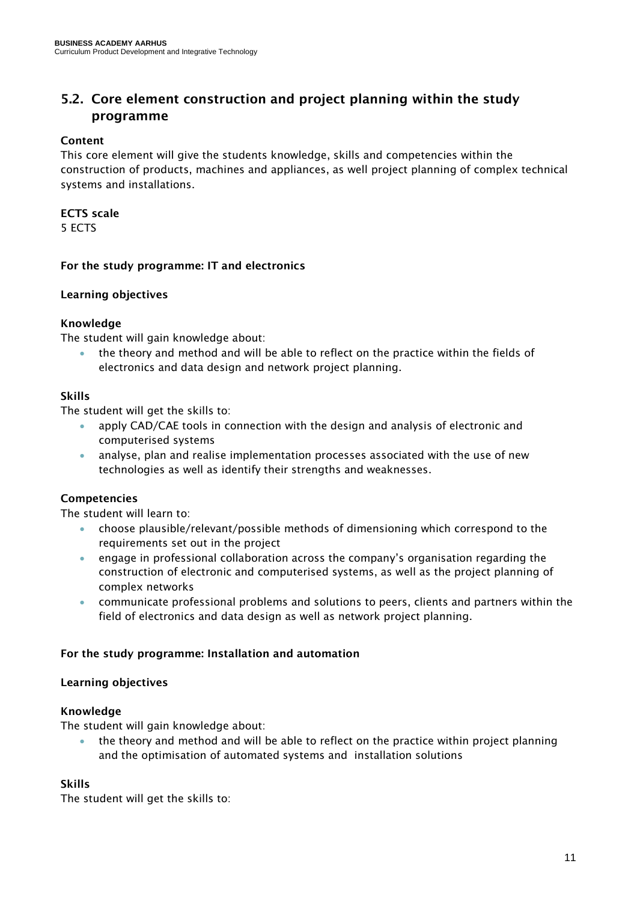## 5.2. Core element construction and project planning within the study programme

**Content**

This core element will give the students knowledge, skills and competencies within the construction of products, machines and appliances, as well project planning of complex technical systems and installations.

**ECTS scale**

5 ECTS

**For the study programme: IT and electronics**

**Learning objectives**

**Knowledge**

The student will gain knowledge about:

- the theory and method and will be able to reflect on the practice within the fields of electronics and data design and network project planning.

**Skills**

The student will get the skills to:

- apply CAD/CAE tools in connection with the design and analysis of electronic and computerised systems
- analyse, plan and realise implementation processes associated with the use of new technologies as well as identify their strengths and weaknesses.

**Competencies**

The student will learn to:

- choose plausible/relevant/possible methods of dimensioning which correspond to the requirements set out in the project
- engage in professional collaboration across the company's organisation regarding the construction of electronic and computerised systems, as well as the project planning of complex networks
- communicate professional problems and solutions to peers, clients and partners within the field of electronics and data design as well as network project planning.

**For the study programme: Installation and automation**

**Learning objectives**

**Knowledge**

The student will gain knowledge about:

- the theory and method and will be able to reflect on the practice within project planning and the optimisation of automated systems and installation solutions

**Skills**

The student will get the skills to: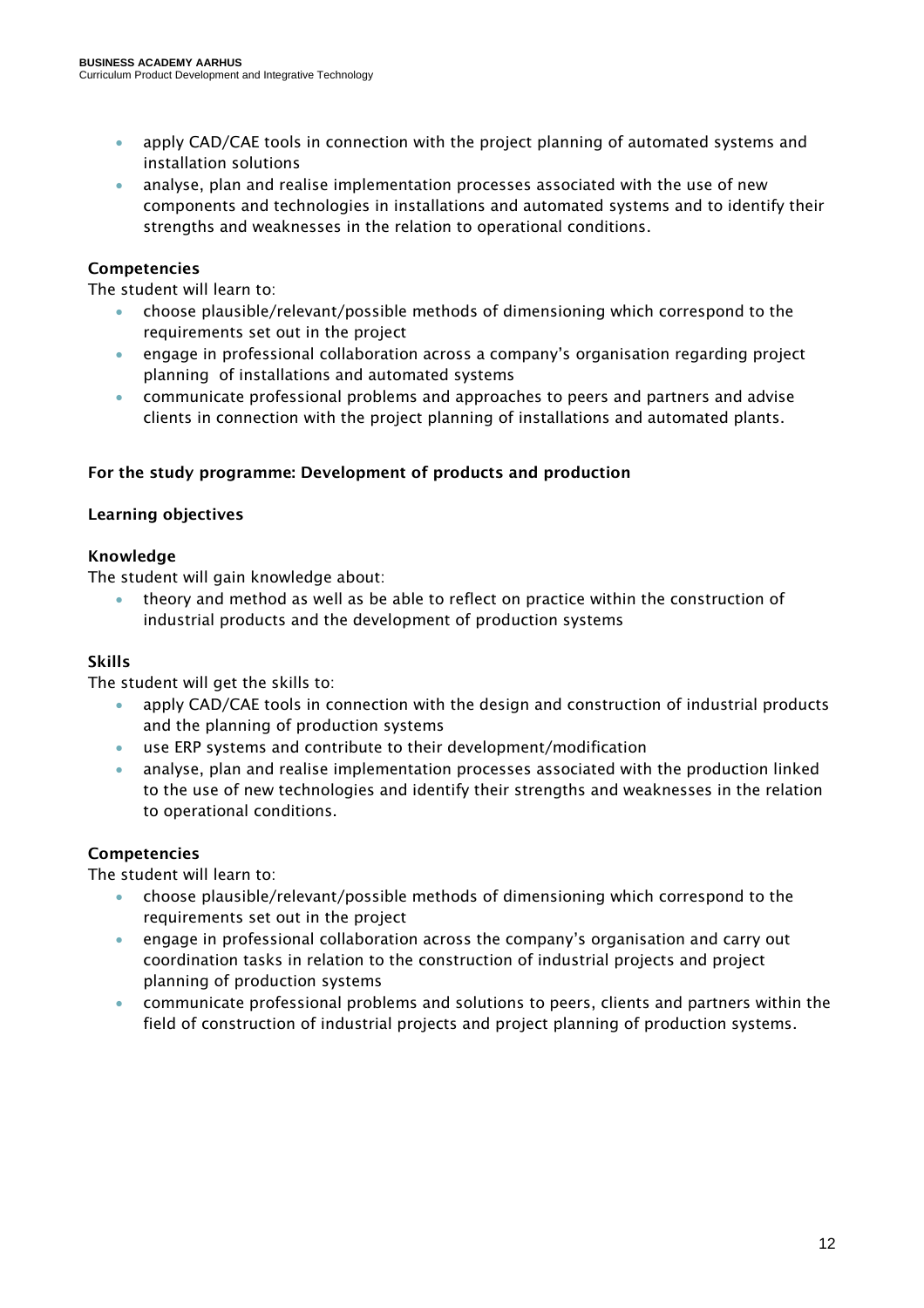- apply CAD/CAE tools in connection with the project planning of automated systems and installation solutions
- analyse, plan and realise implementation processes associated with the use of new components and technologies in installations and automated systems and to identify their strengths and weaknesses in the relation to operational conditions.

**Competencies**

The student will learn to:

- choose plausible/relevant/possible methods of dimensioning which correspond to the requirements set out in the project
- engage in professional collaboration across a company's organisation regarding project planning of installations and automated systems
- communicate professional problems and approaches to peers and partners and advise clients in connection with the project planning of installations and automated plants.

**For the study programme: Development of products and production**

**Learning objectives**

**Knowledge**

The student will gain knowledge about:

- theory and method as well as be able to reflect on practice within the construction of industrial products and the development of production systems

**Skills**

The student will get the skills to:

- apply CAD/CAE tools in connection with the design and construction of industrial products and the planning of production systems
- use ERP systems and contribute to their development/modification
- analyse, plan and realise implementation processes associated with the production linked to the use of new technologies and identify their strengths and weaknesses in the relation to operational conditions.

**Competencies**

The student will learn to:

- choose plausible/relevant/possible methods of dimensioning which correspond to the requirements set out in the project
- engage in professional collaboration across the company's organisation and carry out coordination tasks in relation to the construction of industrial projects and project planning of production systems
- communicate professional problems and solutions to peers, clients and partners within the field of construction of industrial projects and project planning of production systems.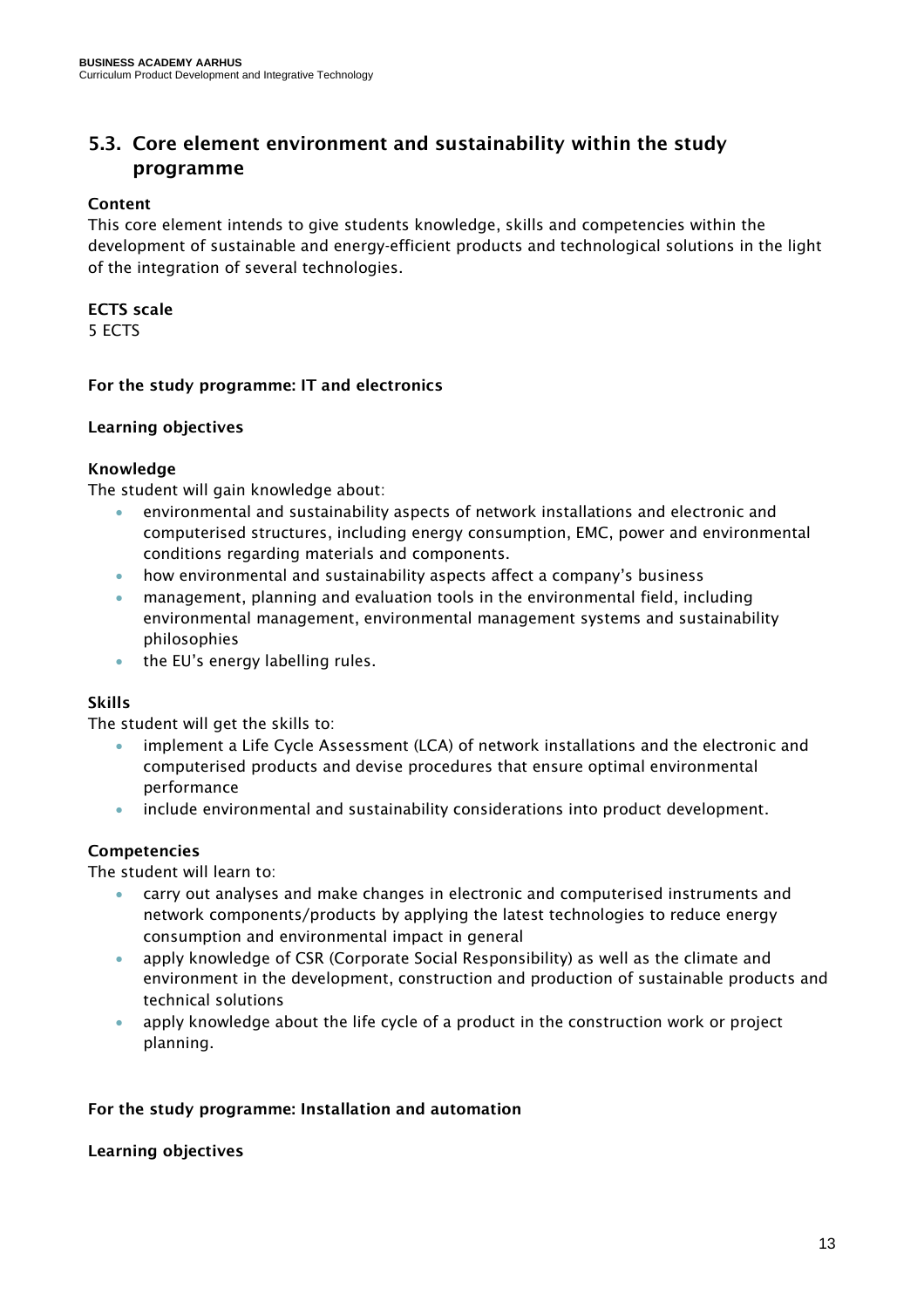## 5.3. Core element environment and sustainability within the study programme

**Content**

This core element intends to give students knowledge, skills and competencies within the development of sustainable and energy-efficient products and technological solutions in the light of the integration of several technologies.

**ECTS scale**

5 ECTS

**For the study programme: IT and electronics**

**Learning objectives**

**Knowledge**

The student will gain knowledge about:

- environmental and sustainability aspects of network installations and electronic and computerised structures, including energy consumption, EMC, power and environmental conditions regarding materials and components.
- how environmental and sustainability aspects affect a company's business
- management, planning and evaluation tools in the environmental field, including environmental management, environmental management systems and sustainability philosophies
- the EU's energy labelling rules.

**Skills**

The student will get the skills to:

- implement a Life Cycle Assessment (LCA) of network installations and the electronic and computerised products and devise procedures that ensure optimal environmental performance
- include environmental and sustainability considerations into product development.

**Competencies**

The student will learn to:

- carry out analyses and make changes in electronic and computerised instruments and network components/products by applying the latest technologies to reduce energy consumption and environmental impact in general
- apply knowledge of CSR (Corporate Social Responsibility) as well as the climate and environment in the development, construction and production of sustainable products and technical solutions
- apply knowledge about the life cycle of a product in the construction work or project planning.

**For the study programme: Installation and automation**

**Learning objectives**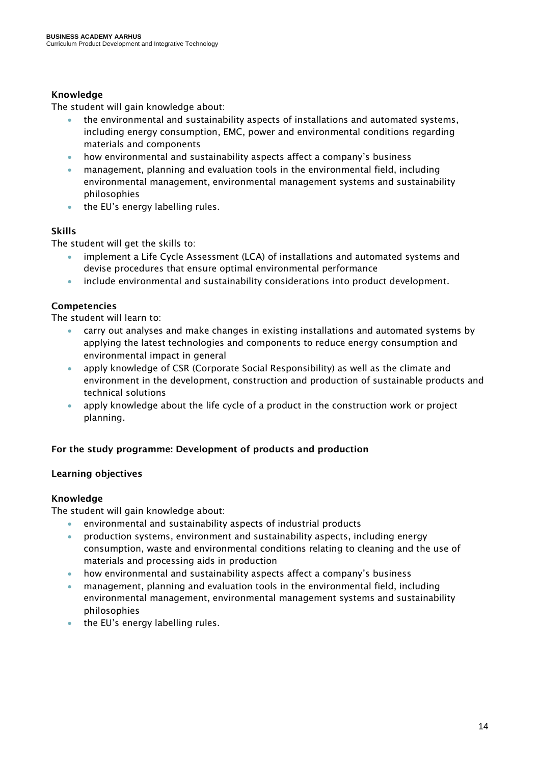**Knowledge**

The student will gain knowledge about:

- the environmental and sustainability aspects of installations and automated systems, including energy consumption, EMC, power and environmental conditions regarding materials and components
- how environmental and sustainability aspects affect a company's business
- management, planning and evaluation tools in the environmental field, including environmental management, environmental management systems and sustainability philosophies
- the EU's energy labelling rules.

**Skills**

The student will get the skills to:

- implement a Life Cycle Assessment (LCA) of installations and automated systems and devise procedures that ensure optimal environmental performance
- include environmental and sustainability considerations into product development.

**Competencies**

The student will learn to:

- carry out analyses and make changes in existing installations and automated systems by applying the latest technologies and components to reduce energy consumption and environmental impact in general
- apply knowledge of CSR (Corporate Social Responsibility) as well as the climate and environment in the development, construction and production of sustainable products and technical solutions
- apply knowledge about the life cycle of a product in the construction work or project planning.

**For the study programme: Development of products and production**

**Learning objectives**

**Knowledge**

The student will gain knowledge about:

- environmental and sustainability aspects of industrial products
- production systems, environment and sustainability aspects, including energy consumption, waste and environmental conditions relating to cleaning and the use of materials and processing aids in production
- how environmental and sustainability aspects affect a company's business
- management, planning and evaluation tools in the environmental field, including environmental management, environmental management systems and sustainability philosophies
- the EU's energy labelling rules.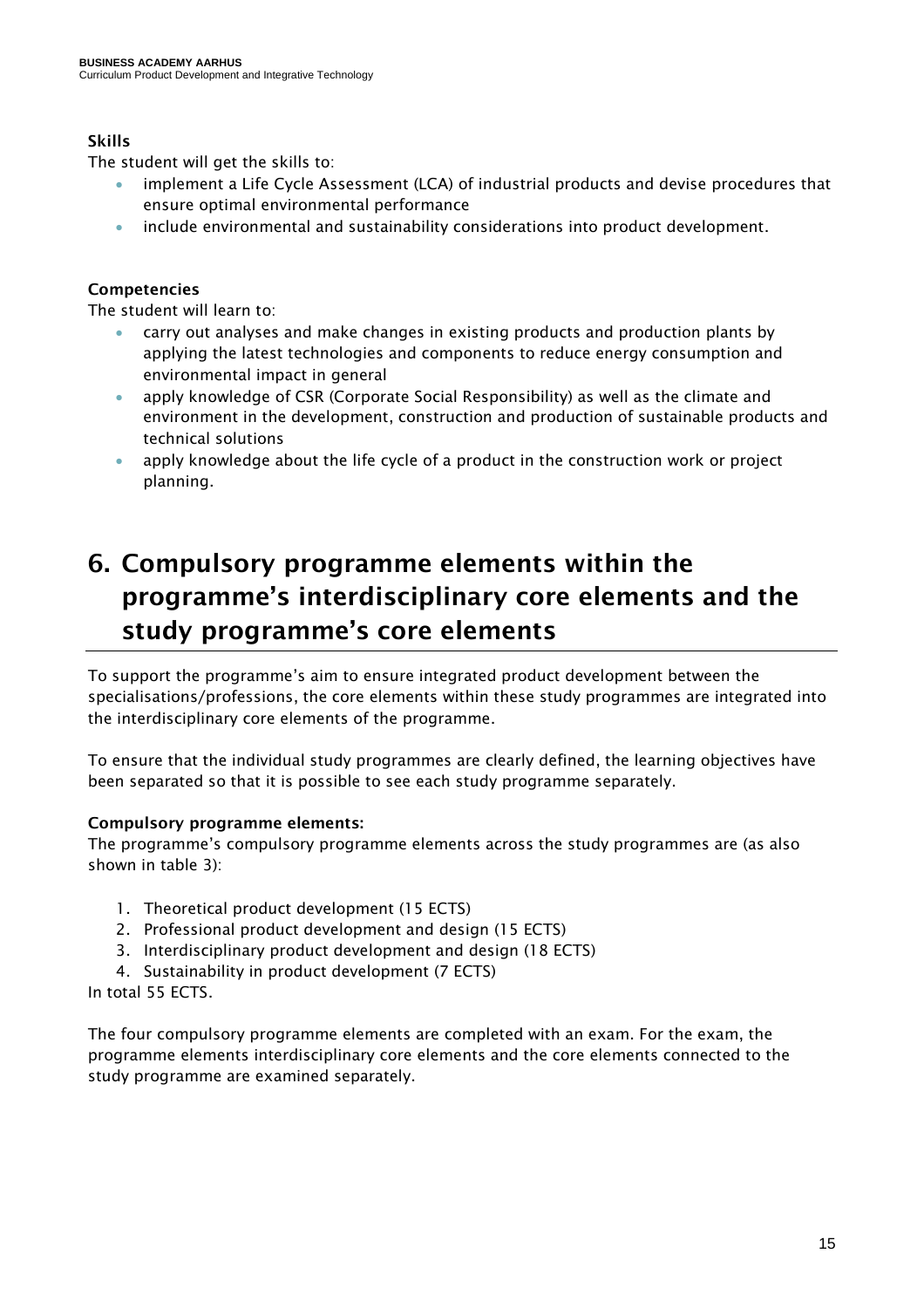**Skills**

The student will get the skills to:

- implement a Life Cycle Assessment (LCA) of industrial products and devise procedures that ensure optimal environmental performance
- include environmental and sustainability considerations into product development.

**Competencies**

The student will learn to:

- carry out analyses and make changes in existing products and production plants by applying the latest technologies and components to reduce energy consumption and environmental impact in general
- apply knowledge of CSR (Corporate Social Responsibility) as well as the climate and environment in the development, construction and production of sustainable products and technical solutions
- apply knowledge about the life cycle of a product in the construction work or project planning.

# 6. Compulsory programme elements within the programme's interdisciplinary core elements and the study programme's core elements

To support the programme's aim to ensure integrated product development between the specialisations/professions, the core elements within these study programmes are integrated into the interdisciplinary core elements of the programme.

To ensure that the individual study programmes are clearly defined, the learning objectives have been separated so that it is possible to see each study programme separately.

**Compulsory programme elements:**

The programme's compulsory programme elements across the study programmes are (as also shown in table 3):

1. Theoretical product development (15 ECTS)
2. Professional product development and design (15 ECTS)
3. Interdisciplinary product development and design (18 ECTS)
4. Sustainability in product development (7 ECTS)

In total 55 ECTS.

The four compulsory programme elements are completed with an exam. For the exam, the programme elements interdisciplinary core elements and the core elements connected to the study programme are examined separately.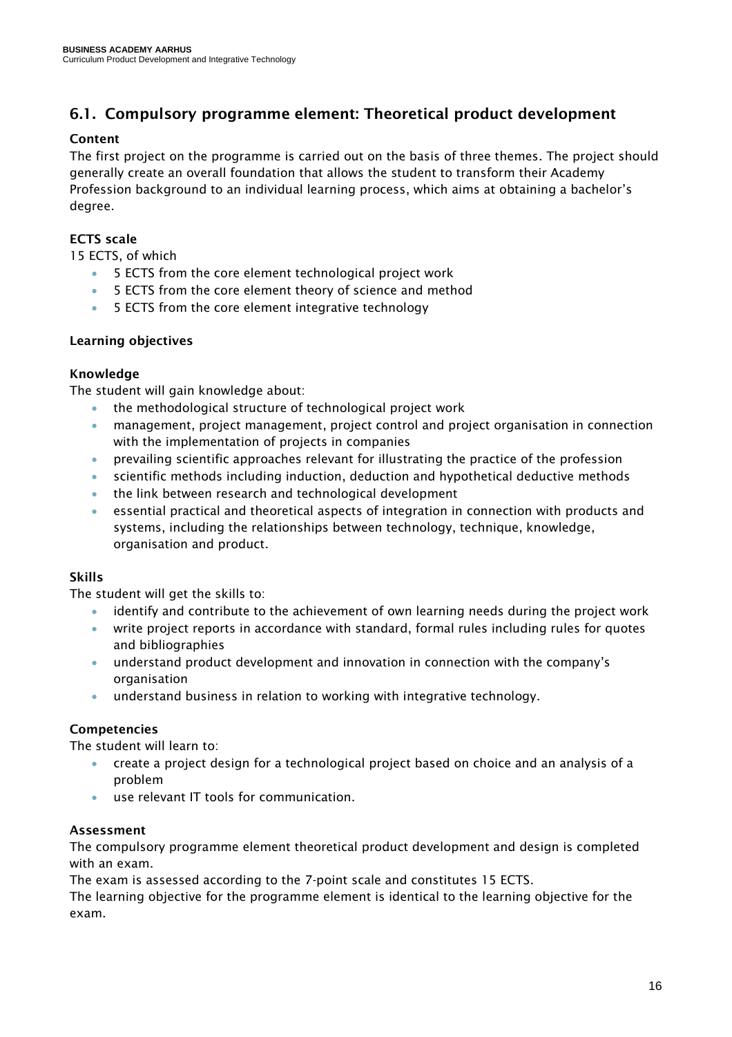## 6.1. Compulsory programme element: Theoretical product development

**Content**

The first project on the programme is carried out on the basis of three themes. The project should generally create an overall foundation that allows the student to transform their Academy Profession background to an individual learning process, which aims at obtaining a bachelor's degree.

**ECTS scale**

15 ECTS, of which

- 5 ECTS from the core element technological project work
- 5 ECTS from the core element theory of science and method
- 5 ECTS from the core element integrative technology

**Learning objectives**

**Knowledge**

The student will gain knowledge about:

- the methodological structure of technological project work
- management, project management, project control and project organisation in connection with the implementation of projects in companies
- prevailing scientific approaches relevant for illustrating the practice of the profession
- scientific methods including induction, deduction and hypothetical deductive methods
- the link between research and technological development
- essential practical and theoretical aspects of integration in connection with products and systems, including the relationships between technology, technique, knowledge, organisation and product.

**Skills**

The student will get the skills to:

- identify and contribute to the achievement of own learning needs during the project work
- write project reports in accordance with standard, formal rules including rules for quotes and bibliographies
- understand product development and innovation in connection with the company's organisation
- understand business in relation to working with integrative technology.

**Competencies**

The student will learn to:

- create a project design for a technological project based on choice and an analysis of a problem
- use relevant IT tools for communication.

**Assessment**

The compulsory programme element theoretical product development and design is completed with an exam.

The exam is assessed according to the 7-point scale and constitutes 15 ECTS.

The learning objective for the programme element is identical to the learning objective for the exam.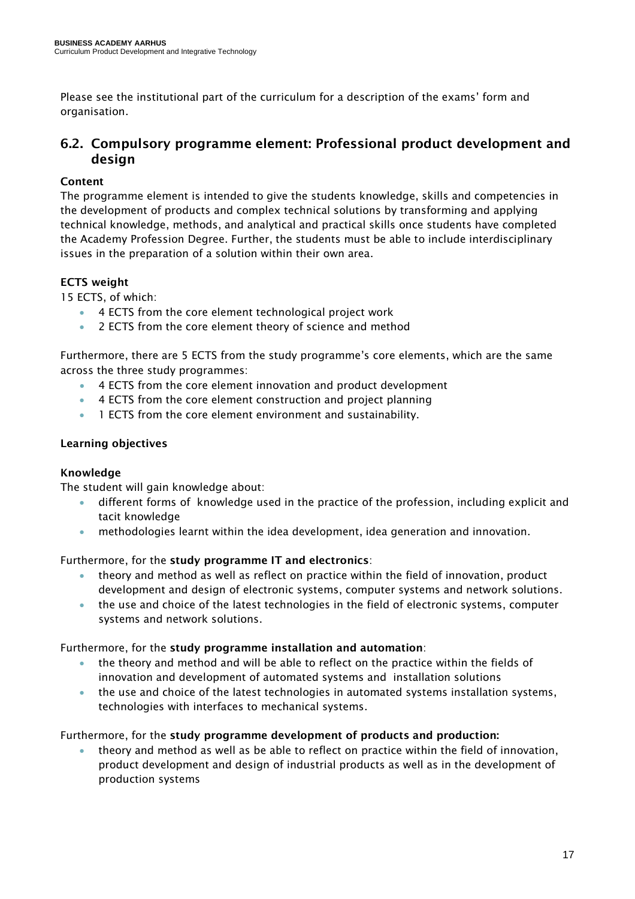Please see the institutional part of the curriculum for a description of the exams' form and organisation.

## 6.2. Compulsory programme element: Professional product development and design

**Content**

The programme element is intended to give the students knowledge, skills and competencies in the development of products and complex technical solutions by transforming and applying technical knowledge, methods, and analytical and practical skills once students have completed the Academy Profession Degree. Further, the students must be able to include interdisciplinary issues in the preparation of a solution within their own area.

**ECTS weight**

15 ECTS, of which:

- 4 ECTS from the core element technological project work
- 2 ECTS from the core element theory of science and method

Furthermore, there are 5 ECTS from the study programme's core elements, which are the same across the three study programmes:

- 4 ECTS from the core element innovation and product development
- 4 ECTS from the core element construction and project planning
- 1 ECTS from the core element environment and sustainability.

**Learning objectives**

**Knowledge**

The student will gain knowledge about:

- different forms of knowledge used in the practice of the profession, including explicit and tacit knowledge
- methodologies learnt within the idea development, idea generation and innovation.

Furthermore, for the **study programme IT and electronics**:

- theory and method as well as reflect on practice within the field of innovation, product development and design of electronic systems, computer systems and network solutions.
- the use and choice of the latest technologies in the field of electronic systems, computer systems and network solutions.

Furthermore, for the **study programme installation and automation**:

- the theory and method and will be able to reflect on the practice within the fields of innovation and development of automated systems and installation solutions
- the use and choice of the latest technologies in automated systems installation systems, technologies with interfaces to mechanical systems.

Furthermore, for the **study programme development of products and production:**

- theory and method as well as be able to reflect on practice within the field of innovation, product development and design of industrial products as well as in the development of production systems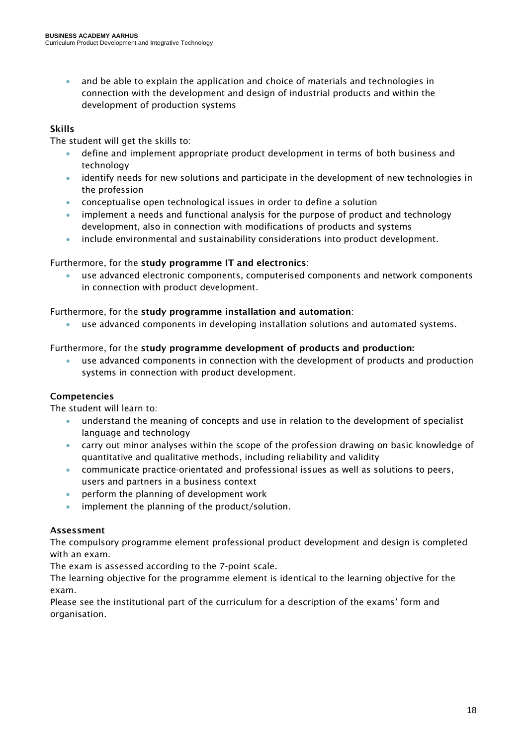- and be able to explain the application and choice of materials and technologies in connection with the development and design of industrial products and within the development of production systems

**Skills**

The student will get the skills to:

- define and implement appropriate product development in terms of both business and technology
- identify needs for new solutions and participate in the development of new technologies in the profession
- conceptualise open technological issues in order to define a solution
- implement a needs and functional analysis for the purpose of product and technology development, also in connection with modifications of products and systems
- include environmental and sustainability considerations into product development.

Furthermore, for the **study programme IT and electronics**:

- use advanced electronic components, computerised components and network components in connection with product development.

Furthermore, for the **study programme installation and automation**:

- use advanced components in developing installation solutions and automated systems.

Furthermore, for the **study programme development of products and production:**

- use advanced components in connection with the development of products and production systems in connection with product development.

**Competencies**

The student will learn to:

- understand the meaning of concepts and use in relation to the development of specialist language and technology
- carry out minor analyses within the scope of the profession drawing on basic knowledge of quantitative and qualitative methods, including reliability and validity
- communicate practice-orientated and professional issues as well as solutions to peers, users and partners in a business context
- perform the planning of development work
- implement the planning of the product/solution.

**Assessment**

The compulsory programme element professional product development and design is completed with an exam.

The exam is assessed according to the 7-point scale.

The learning objective for the programme element is identical to the learning objective for the exam.

Please see the institutional part of the curriculum for a description of the exams' form and organisation.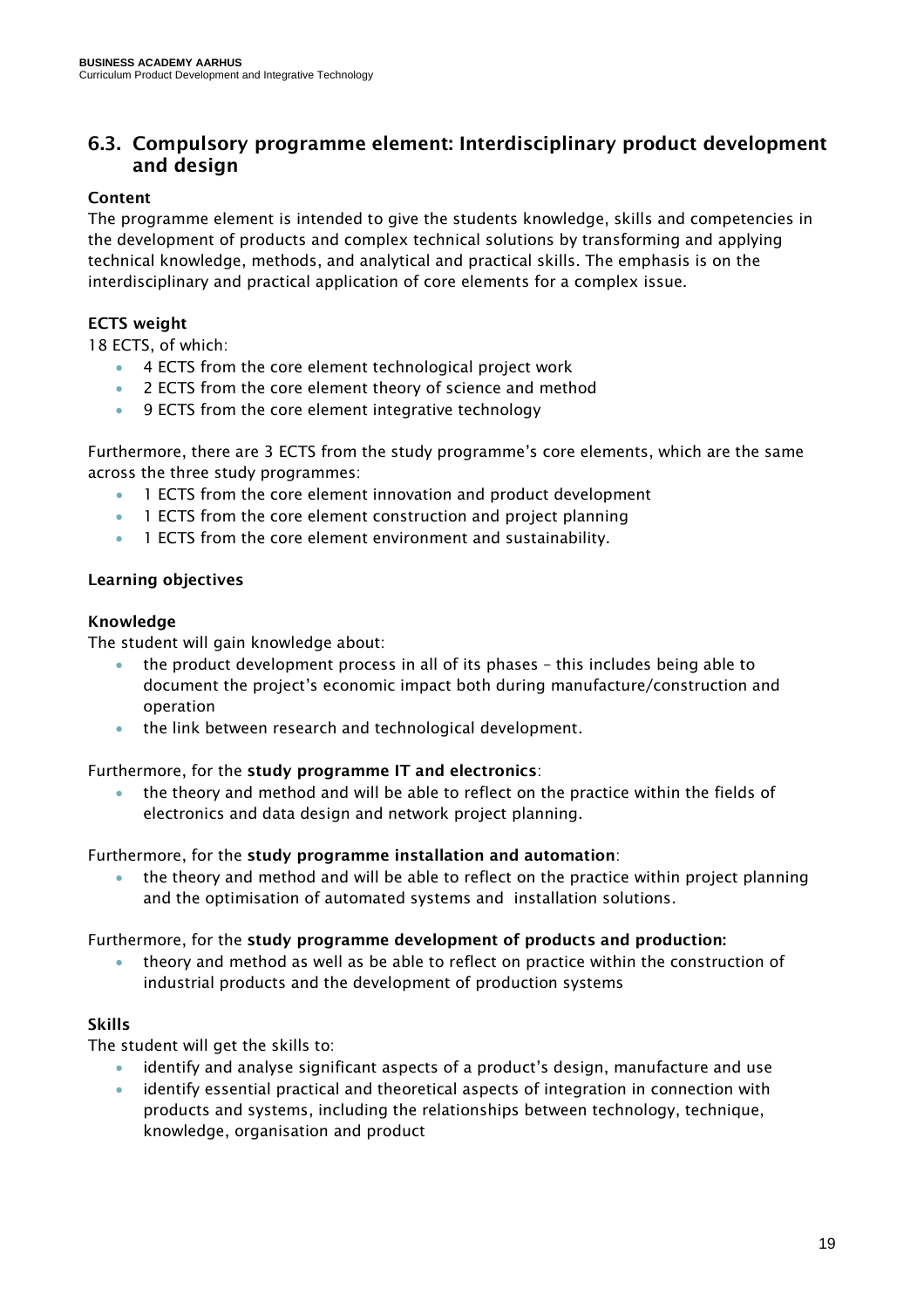## 6.3. Compulsory programme element: Interdisciplinary product development and design

**Content**

The programme element is intended to give the students knowledge, skills and competencies in the development of products and complex technical solutions by transforming and applying technical knowledge, methods, and analytical and practical skills. The emphasis is on the interdisciplinary and practical application of core elements for a complex issue.

**ECTS weight**

18 ECTS, of which:

- 4 ECTS from the core element technological project work
- 2 ECTS from the core element theory of science and method
- 9 ECTS from the core element integrative technology

Furthermore, there are 3 ECTS from the study programme's core elements, which are the same across the three study programmes:

- 1 ECTS from the core element innovation and product development
- 1 ECTS from the core element construction and project planning
- 1 ECTS from the core element environment and sustainability.

**Learning objectives**

**Knowledge**

The student will gain knowledge about:

- the product development process in all of its phases – this includes being able to document the project's economic impact both during manufacture/construction and operation
- the link between research and technological development.

Furthermore, for the **study programme IT and electronics**:

- the theory and method and will be able to reflect on the practice within the fields of electronics and data design and network project planning.

Furthermore, for the **study programme installation and automation**:

- the theory and method and will be able to reflect on the practice within project planning and the optimisation of automated systems and installation solutions.

Furthermore, for the **study programme development of products and production:**

- theory and method as well as be able to reflect on practice within the construction of industrial products and the development of production systems

**Skills**

The student will get the skills to:

- identify and analyse significant aspects of a product's design, manufacture and use
- identify essential practical and theoretical aspects of integration in connection with products and systems, including the relationships between technology, technique, knowledge, organisation and product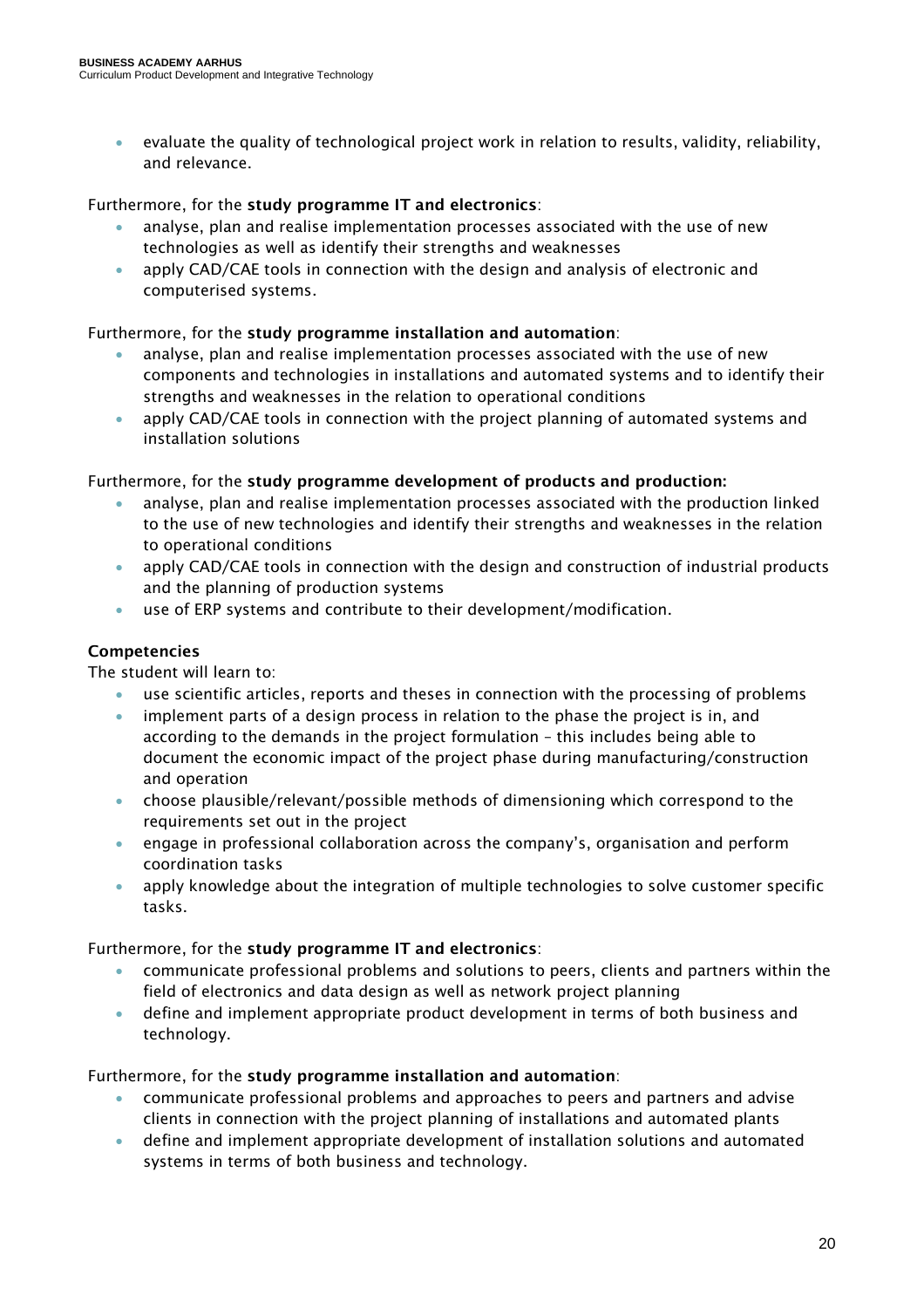- evaluate the quality of technological project work in relation to results, validity, reliability, and relevance.

Furthermore, for the **study programme IT and electronics**:

- analyse, plan and realise implementation processes associated with the use of new technologies as well as identify their strengths and weaknesses
- apply CAD/CAE tools in connection with the design and analysis of electronic and computerised systems.

Furthermore, for the **study programme installation and automation**:

- analyse, plan and realise implementation processes associated with the use of new components and technologies in installations and automated systems and to identify their strengths and weaknesses in the relation to operational conditions
- apply CAD/CAE tools in connection with the project planning of automated systems and installation solutions

Furthermore, for the **study programme development of products and production:**

- analyse, plan and realise implementation processes associated with the production linked to the use of new technologies and identify their strengths and weaknesses in the relation to operational conditions
- apply CAD/CAE tools in connection with the design and construction of industrial products and the planning of production systems
- use of ERP systems and contribute to their development/modification.

**Competencies**

The student will learn to:

- use scientific articles, reports and theses in connection with the processing of problems
- implement parts of a design process in relation to the phase the project is in, and according to the demands in the project formulation – this includes being able to document the economic impact of the project phase during manufacturing/construction and operation
- choose plausible/relevant/possible methods of dimensioning which correspond to the requirements set out in the project
- engage in professional collaboration across the company's, organisation and perform coordination tasks
- apply knowledge about the integration of multiple technologies to solve customer specific tasks.

Furthermore, for the **study programme IT and electronics**:

- communicate professional problems and solutions to peers, clients and partners within the field of electronics and data design as well as network project planning
- define and implement appropriate product development in terms of both business and technology.

Furthermore, for the **study programme installation and automation**:

- communicate professional problems and approaches to peers and partners and advise clients in connection with the project planning of installations and automated plants
- define and implement appropriate development of installation solutions and automated systems in terms of both business and technology.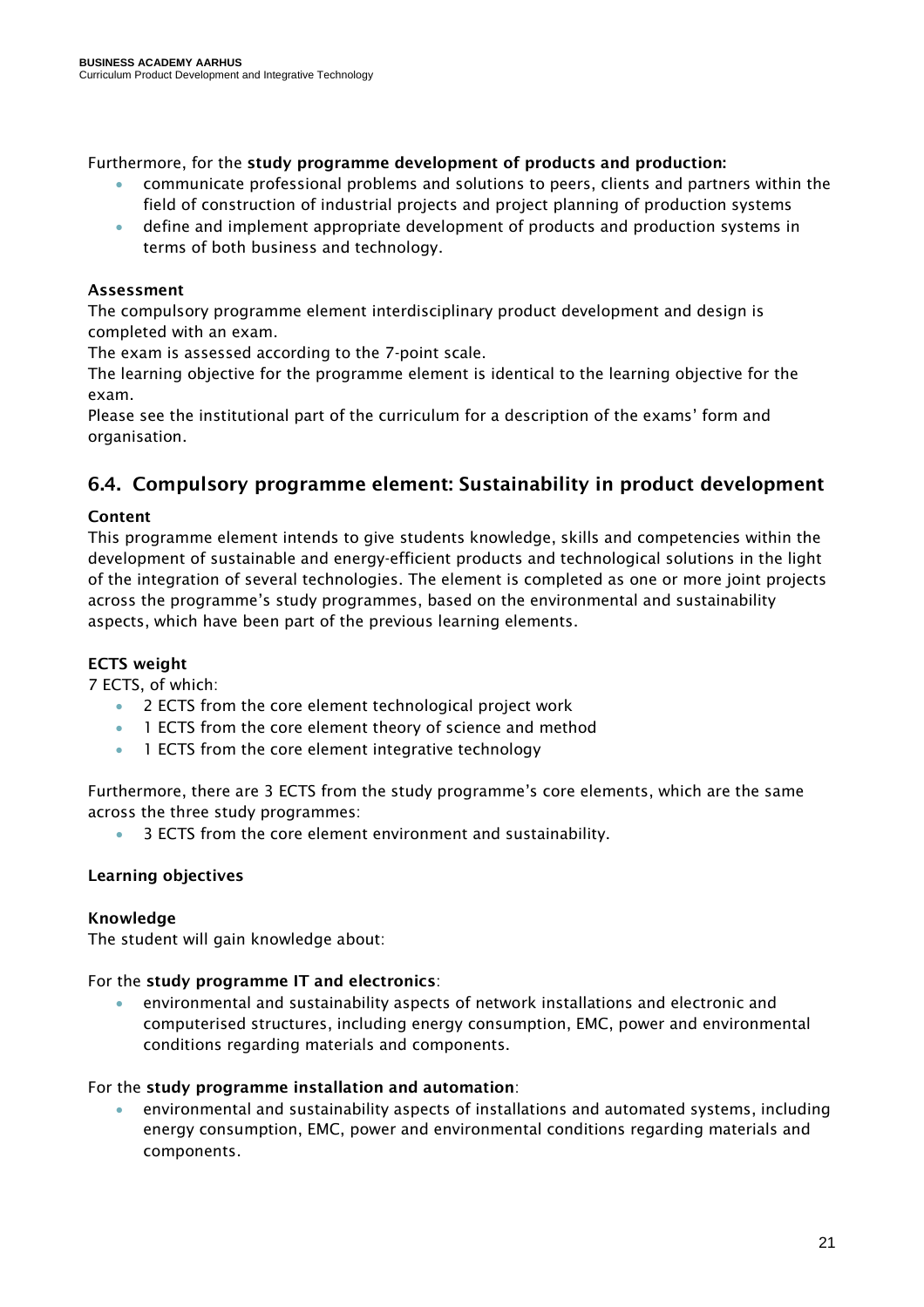Furthermore, for the **study programme development of products and production:**

- communicate professional problems and solutions to peers, clients and partners within the field of construction of industrial projects and project planning of production systems
- define and implement appropriate development of products and production systems in terms of both business and technology.

**Assessment**

The compulsory programme element interdisciplinary product development and design is completed with an exam.

The exam is assessed according to the 7-point scale.

The learning objective for the programme element is identical to the learning objective for the exam.

Please see the institutional part of the curriculum for a description of the exams' form and organisation.

## 6.4. Compulsory programme element: Sustainability in product development

**Content**

This programme element intends to give students knowledge, skills and competencies within the development of sustainable and energy-efficient products and technological solutions in the light of the integration of several technologies. The element is completed as one or more joint projects across the programme's study programmes, based on the environmental and sustainability aspects, which have been part of the previous learning elements.

**ECTS weight**

7 ECTS, of which:

- 2 ECTS from the core element technological project work
- 1 ECTS from the core element theory of science and method
- 1 ECTS from the core element integrative technology

Furthermore, there are 3 ECTS from the study programme's core elements, which are the same across the three study programmes:

- 3 ECTS from the core element environment and sustainability.

**Learning objectives**

**Knowledge**

The student will gain knowledge about:

For the **study programme IT and electronics**:

- environmental and sustainability aspects of network installations and electronic and computerised structures, including energy consumption, EMC, power and environmental conditions regarding materials and components.

For the **study programme installation and automation**:

- environmental and sustainability aspects of installations and automated systems, including energy consumption, EMC, power and environmental conditions regarding materials and components.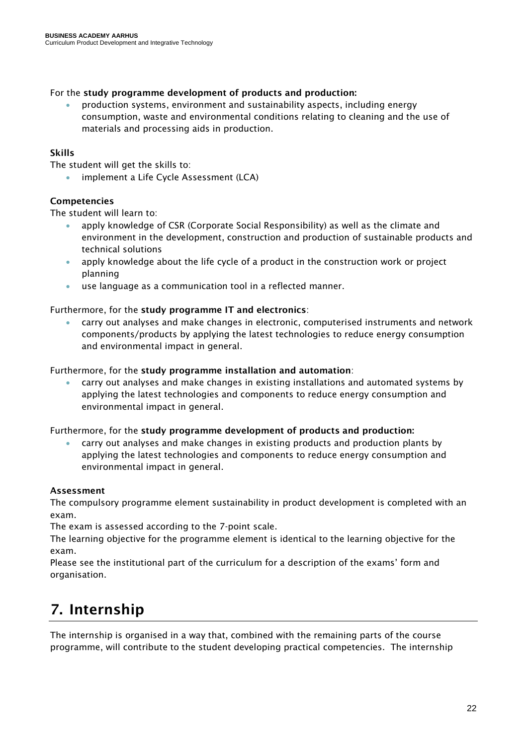For the **study programme development of products and production:**

- production systems, environment and sustainability aspects, including energy consumption, waste and environmental conditions relating to cleaning and the use of materials and processing aids in production.

**Skills**

The student will get the skills to:

- implement a Life Cycle Assessment (LCA)

**Competencies**

The student will learn to:

- apply knowledge of CSR (Corporate Social Responsibility) as well as the climate and environment in the development, construction and production of sustainable products and technical solutions
- apply knowledge about the life cycle of a product in the construction work or project planning
- use language as a communication tool in a reflected manner.

Furthermore, for the **study programme IT and electronics**:

- carry out analyses and make changes in electronic, computerised instruments and network components/products by applying the latest technologies to reduce energy consumption and environmental impact in general.

Furthermore, for the **study programme installation and automation**:

- carry out analyses and make changes in existing installations and automated systems by applying the latest technologies and components to reduce energy consumption and environmental impact in general.

Furthermore, for the **study programme development of products and production:**

- carry out analyses and make changes in existing products and production plants by applying the latest technologies and components to reduce energy consumption and environmental impact in general.

**Assessment**

The compulsory programme element sustainability in product development is completed with an exam.

The exam is assessed according to the 7-point scale.

The learning objective for the programme element is identical to the learning objective for the exam.

Please see the institutional part of the curriculum for a description of the exams' form and organisation.

# 7. Internship

The internship is organised in a way that, combined with the remaining parts of the course programme, will contribute to the student developing practical competencies. The internship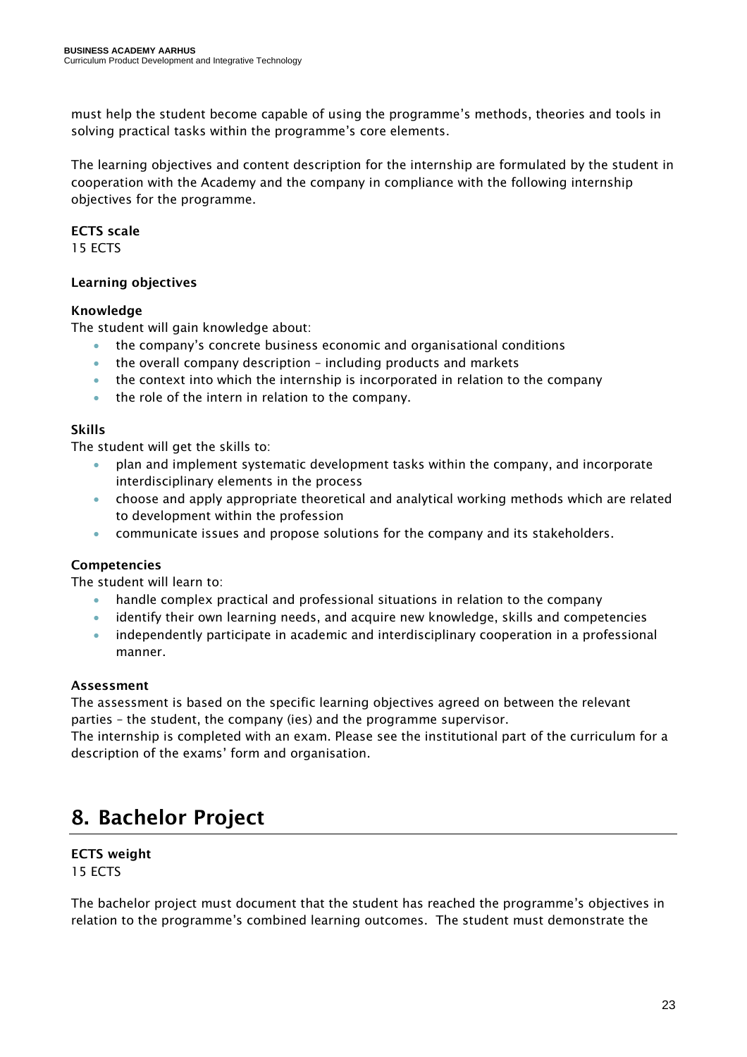must help the student become capable of using the programme's methods, theories and tools in solving practical tasks within the programme's core elements.

The learning objectives and content description for the internship are formulated by the student in cooperation with the Academy and the company in compliance with the following internship objectives for the programme.

**ECTS scale**
15 ECTS

**Learning objectives**

**Knowledge**
The student will gain knowledge about:

- the company's concrete business economic and organisational conditions
- the overall company description – including products and markets
- the context into which the internship is incorporated in relation to the company
- the role of the intern in relation to the company.

**Skills**
The student will get the skills to:

- plan and implement systematic development tasks within the company, and incorporate interdisciplinary elements in the process
- choose and apply appropriate theoretical and analytical working methods which are related to development within the profession
- communicate issues and propose solutions for the company and its stakeholders.

**Competencies**
The student will learn to:

- handle complex practical and professional situations in relation to the company
- identify their own learning needs, and acquire new knowledge, skills and competencies
- independently participate in academic and interdisciplinary cooperation in a professional manner.

**Assessment**
The assessment is based on the specific learning objectives agreed on between the relevant parties – the student, the company (ies) and the programme supervisor.
The internship is completed with an exam. Please see the institutional part of the curriculum for a description of the exams' form and organisation.

# 8. Bachelor Project

**ECTS weight**
15 ECTS

The bachelor project must document that the student has reached the programme's objectives in relation to the programme's combined learning outcomes. The student must demonstrate the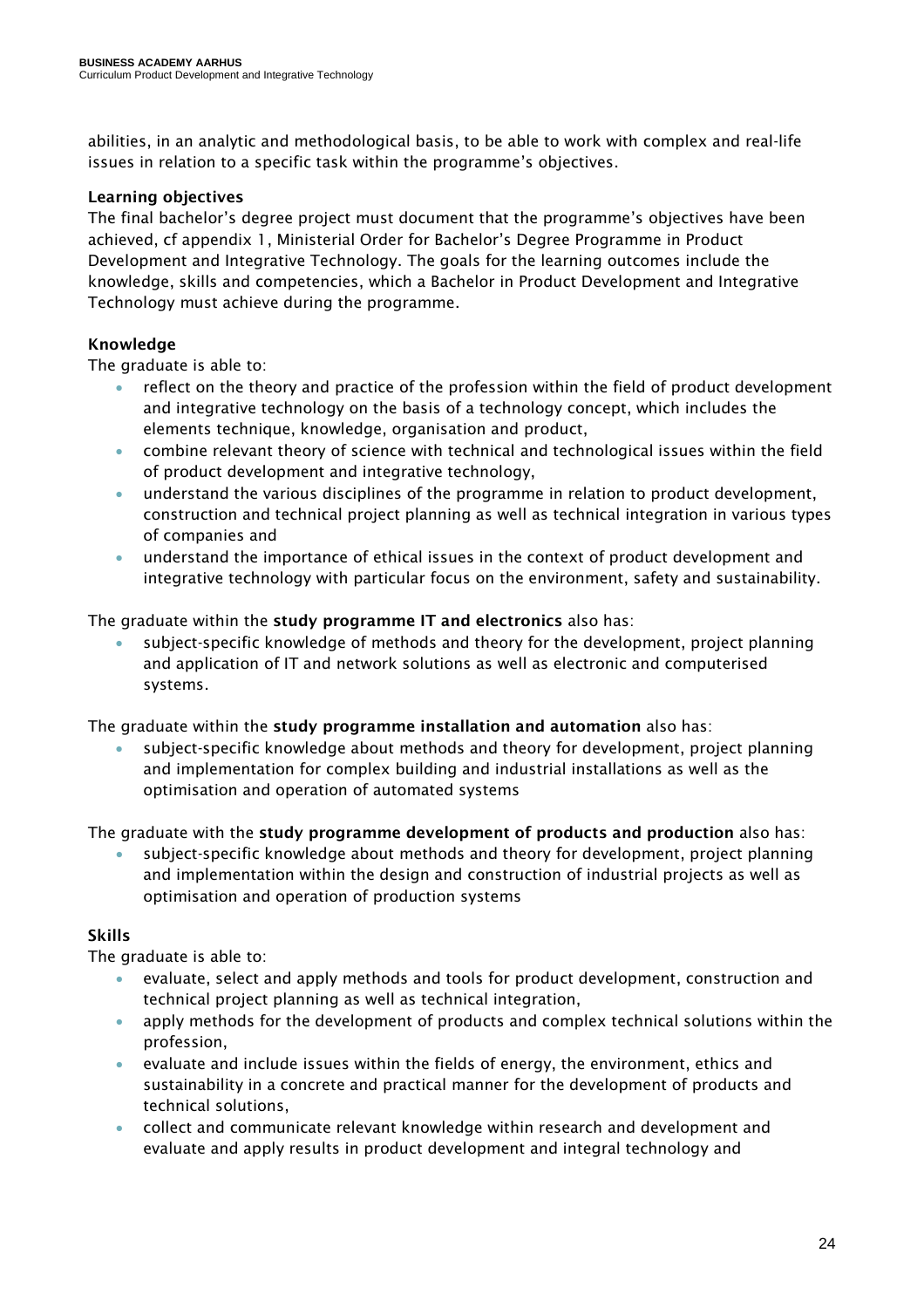abilities, in an analytic and methodological basis, to be able to work with complex and real-life issues in relation to a specific task within the programme's objectives.

**Learning objectives**

The final bachelor's degree project must document that the programme's objectives have been achieved, cf appendix 1, Ministerial Order for Bachelor's Degree Programme in Product Development and Integrative Technology. The goals for the learning outcomes include the knowledge, skills and competencies, which a Bachelor in Product Development and Integrative Technology must achieve during the programme.

**Knowledge**

The graduate is able to:

- reflect on the theory and practice of the profession within the field of product development and integrative technology on the basis of a technology concept, which includes the elements technique, knowledge, organisation and product,
- combine relevant theory of science with technical and technological issues within the field of product development and integrative technology,
- understand the various disciplines of the programme in relation to product development, construction and technical project planning as well as technical integration in various types of companies and
- understand the importance of ethical issues in the context of product development and integrative technology with particular focus on the environment, safety and sustainability.

The graduate within the **study programme IT and electronics** also has:

- subject-specific knowledge of methods and theory for the development, project planning and application of IT and network solutions as well as electronic and computerised systems.

The graduate within the **study programme installation and automation** also has:

- subject-specific knowledge about methods and theory for development, project planning and implementation for complex building and industrial installations as well as the optimisation and operation of automated systems

The graduate with the **study programme development of products and production** also has:

- subject-specific knowledge about methods and theory for development, project planning and implementation within the design and construction of industrial projects as well as optimisation and operation of production systems

**Skills**

The graduate is able to:

- evaluate, select and apply methods and tools for product development, construction and technical project planning as well as technical integration,
- apply methods for the development of products and complex technical solutions within the profession,
- evaluate and include issues within the fields of energy, the environment, ethics and sustainability in a concrete and practical manner for the development of products and technical solutions,
- collect and communicate relevant knowledge within research and development and evaluate and apply results in product development and integral technology and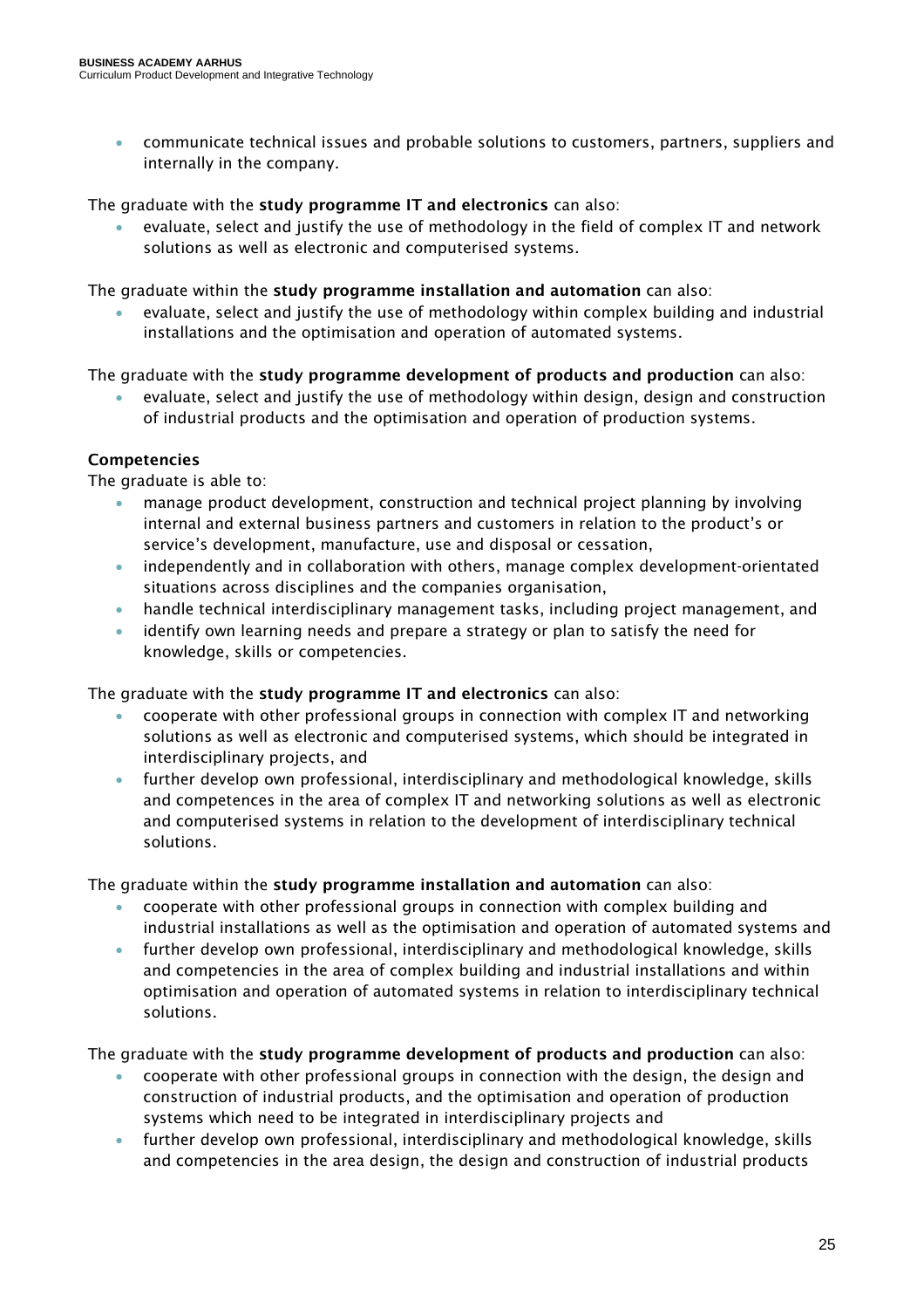- communicate technical issues and probable solutions to customers, partners, suppliers and internally in the company.

The graduate with the **study programme IT and electronics** can also:

- evaluate, select and justify the use of methodology in the field of complex IT and network solutions as well as electronic and computerised systems.

The graduate within the **study programme installation and automation** can also:

- evaluate, select and justify the use of methodology within complex building and industrial installations and the optimisation and operation of automated systems.

The graduate with the **study programme development of products and production** can also:

- evaluate, select and justify the use of methodology within design, design and construction of industrial products and the optimisation and operation of production systems.

**Competencies**

The graduate is able to:

- manage product development, construction and technical project planning by involving internal and external business partners and customers in relation to the product's or service's development, manufacture, use and disposal or cessation,
- independently and in collaboration with others, manage complex development-orientated situations across disciplines and the companies organisation,
- handle technical interdisciplinary management tasks, including project management, and
- identify own learning needs and prepare a strategy or plan to satisfy the need for knowledge, skills or competencies.

The graduate with the **study programme IT and electronics** can also:

- cooperate with other professional groups in connection with complex IT and networking solutions as well as electronic and computerised systems, which should be integrated in interdisciplinary projects, and
- further develop own professional, interdisciplinary and methodological knowledge, skills and competences in the area of complex IT and networking solutions as well as electronic and computerised systems in relation to the development of interdisciplinary technical solutions.

The graduate within the **study programme installation and automation** can also:

- cooperate with other professional groups in connection with complex building and industrial installations as well as the optimisation and operation of automated systems and
- further develop own professional, interdisciplinary and methodological knowledge, skills and competencies in the area of complex building and industrial installations and within optimisation and operation of automated systems in relation to interdisciplinary technical solutions.

The graduate with the **study programme development of products and production** can also:

- cooperate with other professional groups in connection with the design, the design and construction of industrial products, and the optimisation and operation of production systems which need to be integrated in interdisciplinary projects and
- further develop own professional, interdisciplinary and methodological knowledge, skills and competencies in the area design, the design and construction of industrial products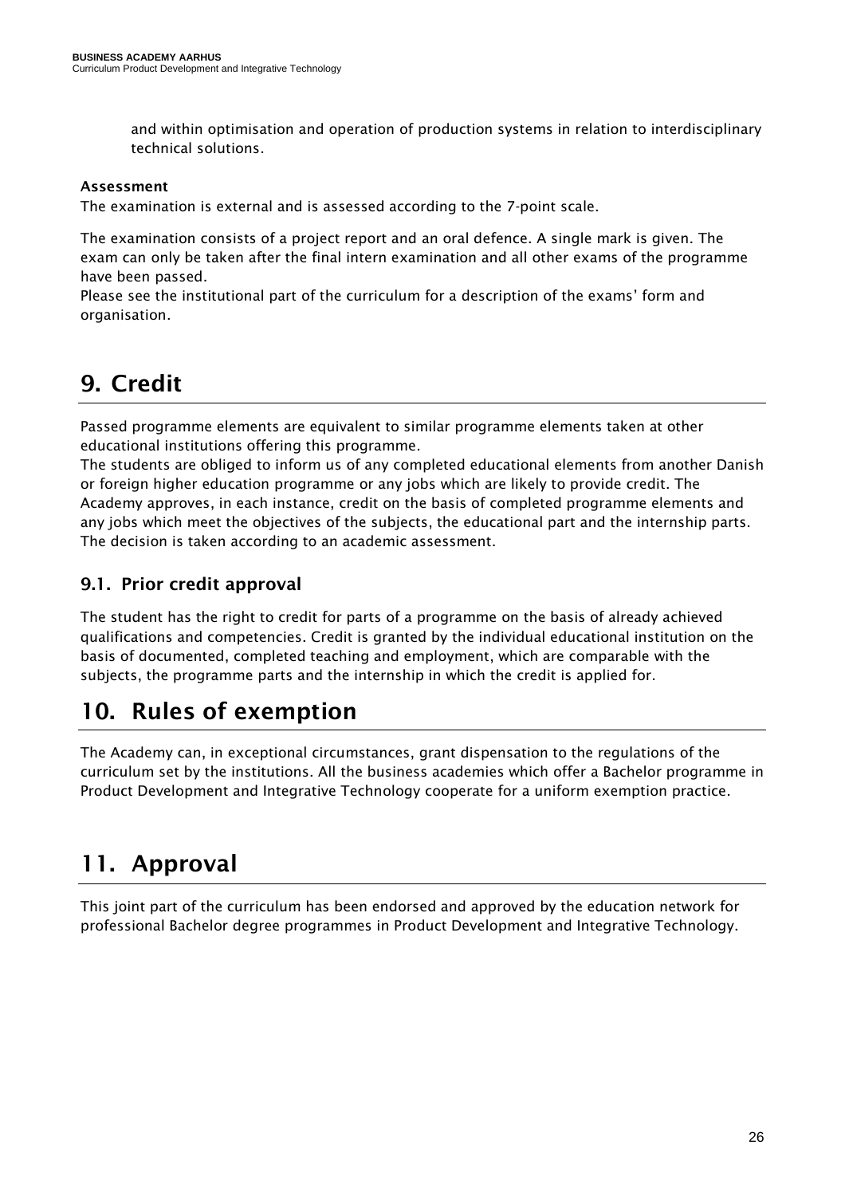and within optimisation and operation of production systems in relation to interdisciplinary technical solutions.

**Assessment**

The examination is external and is assessed according to the 7-point scale.

The examination consists of a project report and an oral defence. A single mark is given. The exam can only be taken after the final intern examination and all other exams of the programme have been passed.

Please see the institutional part of the curriculum for a description of the exams' form and organisation.

# 9. Credit

Passed programme elements are equivalent to similar programme elements taken at other educational institutions offering this programme.

The students are obliged to inform us of any completed educational elements from another Danish or foreign higher education programme or any jobs which are likely to provide credit. The Academy approves, in each instance, credit on the basis of completed programme elements and any jobs which meet the objectives of the subjects, the educational part and the internship parts. The decision is taken according to an academic assessment.

## 9.1. Prior credit approval

The student has the right to credit for parts of a programme on the basis of already achieved qualifications and competencies. Credit is granted by the individual educational institution on the basis of documented, completed teaching and employment, which are comparable with the subjects, the programme parts and the internship in which the credit is applied for.

# 10. Rules of exemption

The Academy can, in exceptional circumstances, grant dispensation to the regulations of the curriculum set by the institutions. All the business academies which offer a Bachelor programme in Product Development and Integrative Technology cooperate for a uniform exemption practice.

# 11. Approval

This joint part of the curriculum has been endorsed and approved by the education network for professional Bachelor degree programmes in Product Development and Integrative Technology.